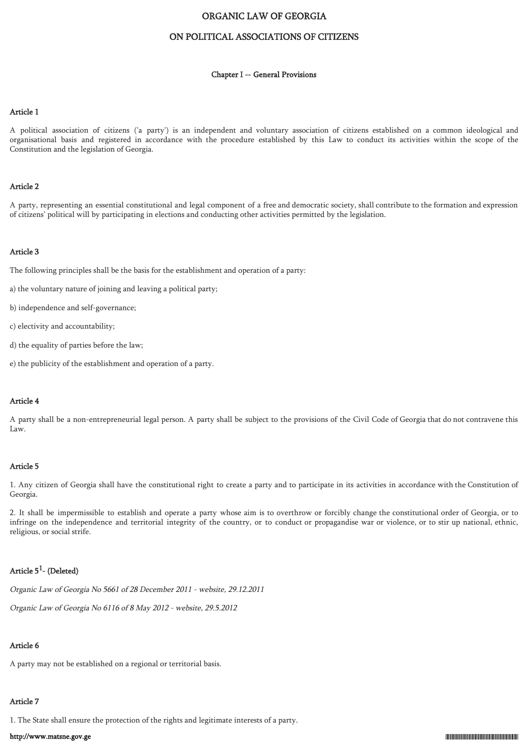# ORGANIC LAW OF GEORGIA

# ON POLITICAL ASSOCIATIONS OF CITIZENS

## Chapter I -- General Provisions

### Article 1

A political association of citizens ('a party') is an independent and voluntary association of citizens established on a common ideological and organisational basis and registered in accordance with the procedure established by this Law to conduct its activities within the scope of the Constitution and the legislation of Georgia.

### Article 2

A party, representing an essential constitutional and legal component of a free and democratic society, shall contribute to the formation and expression of citizens' political will by participating in elections and conducting other activities permitted by the legislation.

### Article 3

The following principles shall be the basis for the establishment and operation of a party:

a) the voluntary nature of joining and leaving a political party;

b) independence and self-governance;

c) electivity and accountability;

d) the equality of parties before the law;

e) the publicity of the establishment and operation of a party.

### Article 4

A party shall be a non-entrepreneurial legal person. A party shall be subject to the provisions of the Civil Code of Georgia that do not contravene this Law.

### Article 5

1. Any citizen of Georgia shall have the constitutional right to create a party and to participate in its activities in accordance with the Constitution of Georgia.

2. It shall be impermissible to establish and operate a party whose aim is to overthrow or forcibly change the constitutional order of Georgia, or to infringe on the independence and territorial integrity of the country, or to conduct or propagandise war or violence, or to stir up national, ethnic, religious, or social strife.

### Article 5[1]- (Deleted)

*Organic Law of Georgia No 5661 of 28 December 2011 - website, 29.12.2011*

*Organic Law of Georgia No 6116 of 8 May 2012 - website, 29.5.2012*

### Article 6

A party may not be established on a regional or territorial basis.

### Article 7

1. The State shall ensure the protection of the rights and legitimate interests of a party.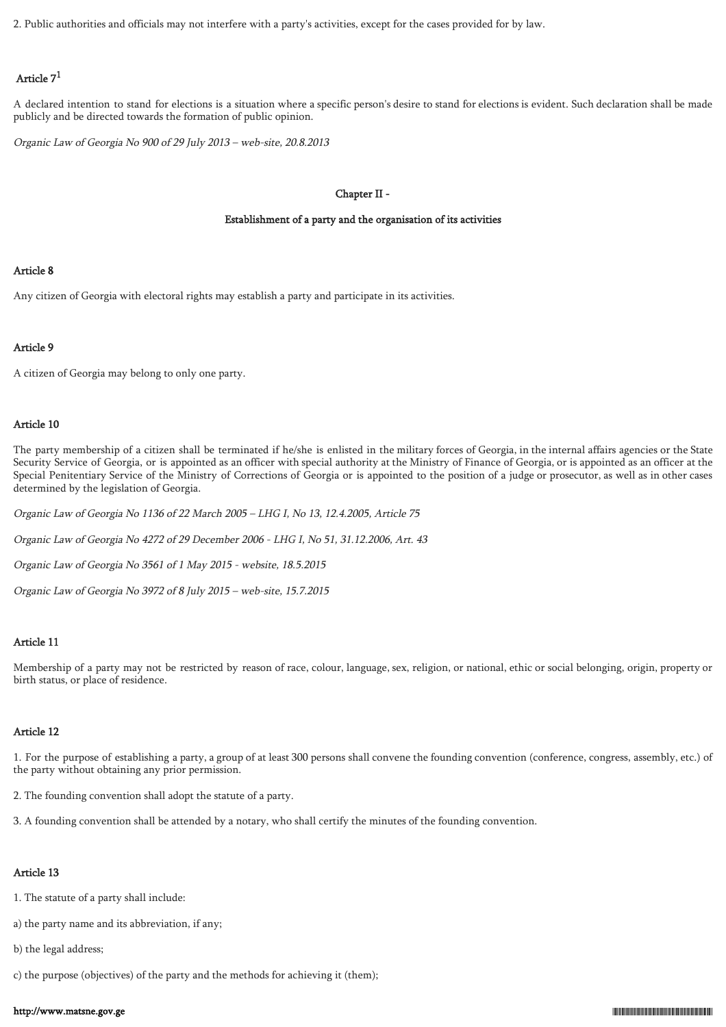2. Public authorities and officials may not interfere with a party's activities, except for the cases provided for by law.

### Article 7[1]

A declared intention to stand for elections is a situation where a specific person's desire to stand for elections is evident. Such declaration shall be made publicly and be directed towards the formation of public opinion.

*Organic Law of Georgia No 900 of 29 July 2013 – web-site, 20.8.2013*

## Chapter II -

## Establishment of a party and the organisation of its activities

### Article 8

Any citizen of Georgia with electoral rights may establish a party and participate in its activities.

### Article 9

A citizen of Georgia may belong to only one party.

### Article 10

The party membership of a citizen shall be terminated if he/she is enlisted in the military forces of Georgia, in the internal affairs agencies or the State Security Service of Georgia, or is appointed as an officer with special authority at the Ministry of Finance of Georgia, or is appointed as an officer at the Special Penitentiary Service of the Ministry of Corrections of Georgia or is appointed to the position of a judge or prosecutor, as well as in other cases determined by the legislation of Georgia.

*Organic Law of Georgia No 1136 of 22 March 2005 – LHG I, No 13, 12.4.2005, Article 75*

*Organic Law of Georgia No 4272 of 29 December 2006 - LHG I, No 51, 31.12.2006, Art. 43*

*Organic Law of Georgia No 3561 of 1 May 2015 - website, 18.5.2015*

*Organic Law of Georgia No 3972 of 8 July 2015 – web-site, 15.7.2015*

### Article 11

Membership of a party may not be restricted by reason of race, colour, language, sex, religion, or national, ethic or social belonging, origin, property or birth status, or place of residence.

### Article 12

1. For the purpose of establishing a party, a group of at least 300 persons shall convene the founding convention (conference, congress, assembly, etc.) of the party without obtaining any prior permission.

2. The founding convention shall adopt the statute of a party.

3. A founding convention shall be attended by a notary, who shall certify the minutes of the founding convention.

### Article 13

1. The statute of a party shall include:

a) the party name and its abbreviation, if any;

b) the legal address;

c) the purpose (objectives) of the party and the methods for achieving it (them);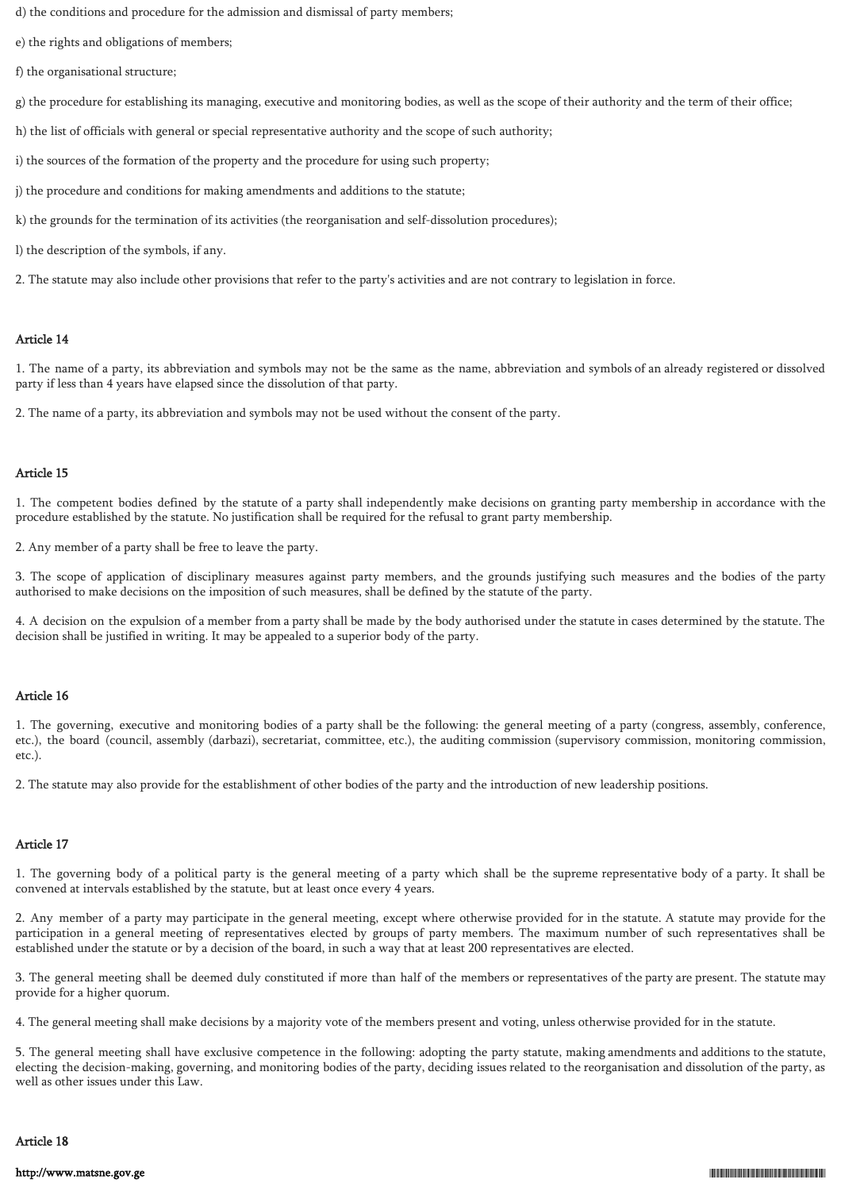d) the conditions and procedure for the admission and dismissal of party members;

e) the rights and obligations of members;

f) the organisational structure;

g) the procedure for establishing its managing, executive and monitoring bodies, as well as the scope of their authority and the term of their office;

h) the list of officials with general or special representative authority and the scope of such authority;

i) the sources of the formation of the property and the procedure for using such property;

j) the procedure and conditions for making amendments and additions to the statute;

k) the grounds for the termination of its activities (the reorganisation and self-dissolution procedures);

l) the description of the symbols, if any.

2. The statute may also include other provisions that refer to the party's activities and are not contrary to legislation in force.

### Article 14

1. The name of a party, its abbreviation and symbols may not be the same as the name, abbreviation and symbols of an already registered or dissolved party if less than 4 years have elapsed since the dissolution of that party.

2. The name of a party, its abbreviation and symbols may not be used without the consent of the party.

### Article 15

1. The competent bodies defined by the statute of a party shall independently make decisions on granting party membership in accordance with the procedure established by the statute. No justification shall be required for the refusal to grant party membership.

2. Any member of a party shall be free to leave the party.

3. The scope of application of disciplinary measures against party members, and the grounds justifying such measures and the bodies of the party authorised to make decisions on the imposition of such measures, shall be defined by the statute of the party.

4. A decision on the expulsion of a member from a party shall be made by the body authorised under the statute in cases determined by the statute. The decision shall be justified in writing. It may be appealed to a superior body of the party.

### Article 16

1. The governing, executive and monitoring bodies of a party shall be the following: the general meeting of a party (congress, assembly, conference, etc.), the board (council, assembly (darbazi), secretariat, committee, etc.), the auditing commission (supervisory commission, monitoring commission, etc.).

2. The statute may also provide for the establishment of other bodies of the party and the introduction of new leadership positions.

### Article 17

1. The governing body of a political party is the general meeting of a party which shall be the supreme representative body of a party. It shall be convened at intervals established by the statute, but at least once every 4 years.

2. Any member of a party may participate in the general meeting, except where otherwise provided for in the statute. A statute may provide for the participation in a general meeting of representatives elected by groups of party members. The maximum number of such representatives shall be established under the statute or by a decision of the board, in such a way that at least 200 representatives are elected.

3. The general meeting shall be deemed duly constituted if more than half of the members or representatives of the party are present. The statute may provide for a higher quorum.

4. The general meeting shall make decisions by a majority vote of the members present and voting, unless otherwise provided for in the statute.

5. The general meeting shall have exclusive competence in the following: adopting the party statute, making amendments and additions to the statute, electing the decision-making, governing, and monitoring bodies of the party, deciding issues related to the reorganisation and dissolution of the party, as well as other issues under this Law.

### Article 18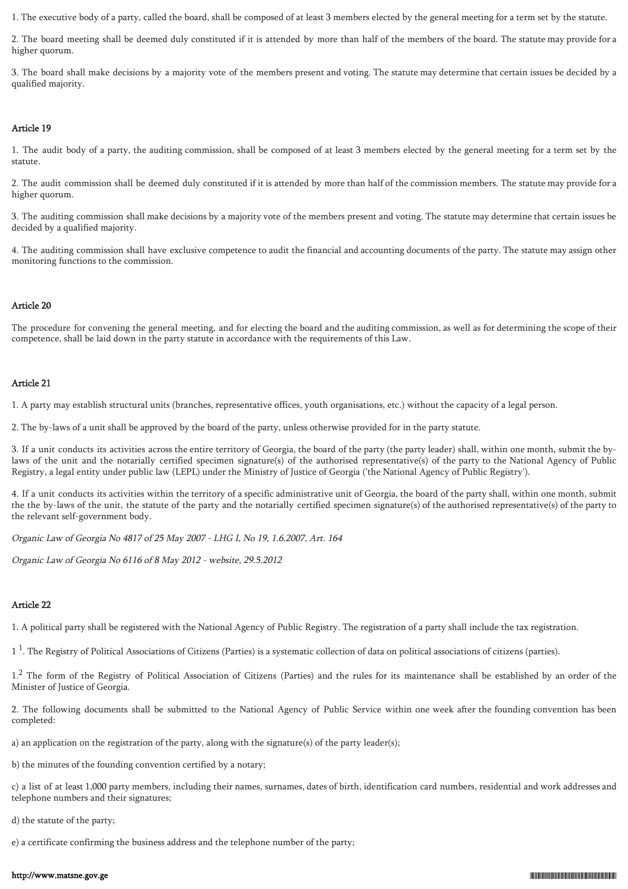1. The executive body of a party, called the board, shall be composed of at least 3 members elected by the general meeting for a term set by the statute.

2. The board meeting shall be deemed duly constituted if it is attended by more than half of the members of the board. The statute may provide for a higher quorum.

3. The board shall make decisions by a majority vote of the members present and voting. The statute may determine that certain issues be decided by a qualified majority.

### Article 19

1. The audit body of a party, the auditing commission, shall be composed of at least 3 members elected by the general meeting for a term set by the statute.

2. The audit commission shall be deemed duly constituted if it is attended by more than half of the commission members. The statute may provide for a higher quorum.

3. The auditing commission shall make decisions by a majority vote of the members present and voting. The statute may determine that certain issues be decided by a qualified majority.

4. The auditing commission shall have exclusive competence to audit the financial and accounting documents of the party. The statute may assign other monitoring functions to the commission.

### Article 20

The procedure for convening the general meeting, and for electing the board and the auditing commission, as well as for determining the scope of their competence, shall be laid down in the party statute in accordance with the requirements of this Law.

### Article 21

1. A party may establish structural units (branches, representative offices, youth organisations, etc.) without the capacity of a legal person.

2. The by-laws of a unit shall be approved by the board of the party, unless otherwise provided for in the party statute.

3. If a unit conducts its activities across the entire territory of Georgia, the board of the party (the party leader) shall, within one month, submit the by-laws of the unit and the notarially certified specimen signature(s) of the authorised representative(s) of the party to the National Agency of Public Registry, a legal entity under public law (LEPL) under the Ministry of Justice of Georgia ('the National Agency of Public Registry').

4. If a unit conducts its activities within the territory of a specific administrative unit of Georgia, the board of the party shall, within one month, submit the the by-laws of the unit, the statute of the party and the notarially certified specimen signature(s) of the authorised representative(s) of the party to the relevant self-government body.

*Organic Law of Georgia No 4817 of 25 May 2007 - LHG I, No 19, 1.6.2007, Art. 164*

*Organic Law of Georgia No 6116 of 8 May 2012 - website, 29.5.2012*

### Article 22

1. A political party shall be registered with the National Agency of Public Registry. The registration of a party shall include the tax registration.

1[1]. The Registry of Political Associations of Citizens (Parties) is a systematic collection of data on political associations of citizens (parties).

1.[2] The form of the Registry of Political Association of Citizens (Parties) and the rules for its maintenance shall be established by an order of the Minister of Justice of Georgia.

2. The following documents shall be submitted to the National Agency of Public Service within one week after the founding convention has been completed:

a) an application on the registration of the party, along with the signature(s) of the party leader(s);

b) the minutes of the founding convention certified by a notary;

c) a list of at least 1,000 party members, including their names, surnames, dates of birth, identification card numbers, residential and work addresses and telephone numbers and their signatures;

d) the statute of the party;

e) a certificate confirming the business address and the telephone number of the party;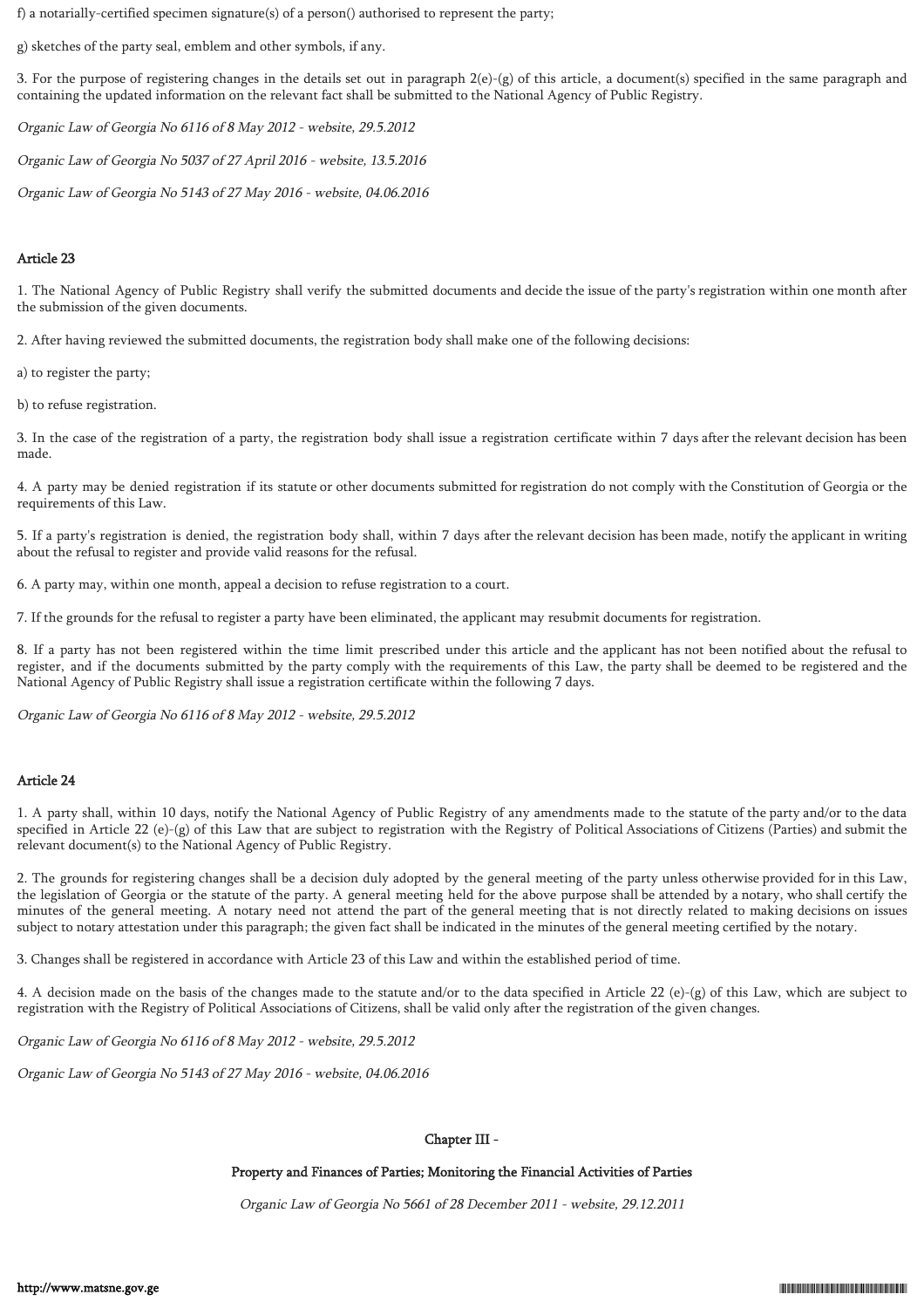f) a notarially-certified specimen signature(s) of a person() authorised to represent the party;

g) sketches of the party seal, emblem and other symbols, if any.

3. For the purpose of registering changes in the details set out in paragraph 2(e)-(g) of this article, a document(s) specified in the same paragraph and containing the updated information on the relevant fact shall be submitted to the National Agency of Public Registry.

*Organic Law of Georgia No 6116 of 8 May 2012 - website, 29.5.2012*

*Organic Law of Georgia No 5037 of 27 April 2016 - website, 13.5.2016*

*Organic Law of Georgia No 5143 of 27 May 2016 - website, 04.06.2016*

## Article 23

1. The National Agency of Public Registry shall verify the submitted documents and decide the issue of the party's registration within one month after the submission of the given documents.

2. After having reviewed the submitted documents, the registration body shall make one of the following decisions:

a) to register the party;

b) to refuse registration.

3. In the case of the registration of a party, the registration body shall issue a registration certificate within 7 days after the relevant decision has been made.

4. A party may be denied registration if its statute or other documents submitted for registration do not comply with the Constitution of Georgia or the requirements of this Law.

5. If a party's registration is denied, the registration body shall, within 7 days after the relevant decision has been made, notify the applicant in writing about the refusal to register and provide valid reasons for the refusal.

6. A party may, within one month, appeal a decision to refuse registration to a court.

7. If the grounds for the refusal to register a party have been eliminated, the applicant may resubmit documents for registration.

8. If a party has not been registered within the time limit prescribed under this article and the applicant has not been notified about the refusal to register, and if the documents submitted by the party comply with the requirements of this Law, the party shall be deemed to be registered and the National Agency of Public Registry shall issue a registration certificate within the following 7 days.

*Organic Law of Georgia No 6116 of 8 May 2012 - website, 29.5.2012*

## Article 24

1. A party shall, within 10 days, notify the National Agency of Public Registry of any amendments made to the statute of the party and/or to the data specified in Article 22 (e)-(g) of this Law that are subject to registration with the Registry of Political Associations of Citizens (Parties) and submit the relevant document(s) to the National Agency of Public Registry.

2. The grounds for registering changes shall be a decision duly adopted by the general meeting of the party unless otherwise provided for in this Law, the legislation of Georgia or the statute of the party. A general meeting held for the above purpose shall be attended by a notary, who shall certify the minutes of the general meeting. A notary need not attend the part of the general meeting that is not directly related to making decisions on issues subject to notary attestation under this paragraph; the given fact shall be indicated in the minutes of the general meeting certified by the notary.

3. Changes shall be registered in accordance with Article 23 of this Law and within the established period of time.

4. A decision made on the basis of the changes made to the statute and/or to the data specified in Article 22 (e)-(g) of this Law, which are subject to registration with the Registry of Political Associations of Citizens, shall be valid only after the registration of the given changes.

*Organic Law of Georgia No 6116 of 8 May 2012 - website, 29.5.2012*

*Organic Law of Georgia No 5143 of 27 May 2016 - website, 04.06.2016*

## Chapter III -

## Property and Finances of Parties; Monitoring the Financial Activities of Parties

*Organic Law of Georgia No 5661 of 28 December 2011 - website, 29.12.2011*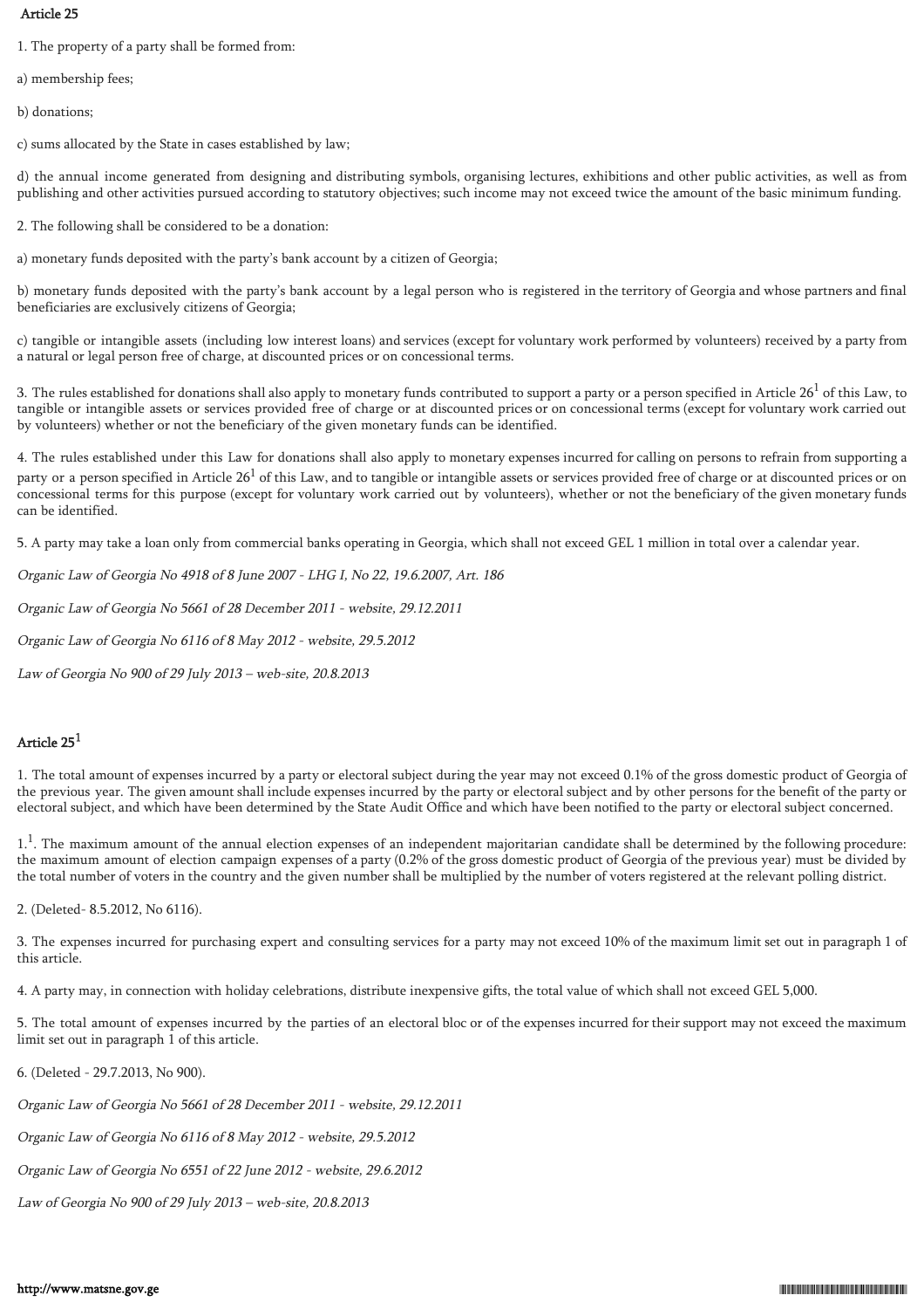## Article 25

1. The property of a party shall be formed from:

a) membership fees;

b) donations;

c) sums allocated by the State in cases established by law;

d) the annual income generated from designing and distributing symbols, organising lectures, exhibitions and other public activities, as well as from publishing and other activities pursued according to statutory objectives; such income may not exceed twice the amount of the basic minimum funding.

2. The following shall be considered to be a donation:

a) monetary funds deposited with the party's bank account by a citizen of Georgia;

b) monetary funds deposited with the party's bank account by a legal person who is registered in the territory of Georgia and whose partners and final beneficiaries are exclusively citizens of Georgia;

c) tangible or intangible assets (including low interest loans) and services (except for voluntary work performed by volunteers) received by a party from a natural or legal person free of charge, at discounted prices or on concessional terms.

3. The rules established for donations shall also apply to monetary funds contributed to support a party or a person specified in Article 26[1] of this Law, to tangible or intangible assets or services provided free of charge or at discounted prices or on concessional terms (except for voluntary work carried out by volunteers) whether or not the beneficiary of the given monetary funds can be identified.

4. The rules established under this Law for donations shall also apply to monetary expenses incurred for calling on persons to refrain from supporting a party or a person specified in Article 26[1] of this Law, and to tangible or intangible assets or services provided free of charge or at discounted prices or on concessional terms for this purpose (except for voluntary work carried out by volunteers), whether or not the beneficiary of the given monetary funds can be identified.

5. A party may take a loan only from commercial banks operating in Georgia, which shall not exceed GEL 1 million in total over a calendar year.

*Organic Law of Georgia No 4918 of 8 June 2007 - LHG I, No 22, 19.6.2007, Art. 186*

*Organic Law of Georgia No 5661 of 28 December 2011 - website, 29.12.2011*

*Organic Law of Georgia No 6116 of 8 May 2012 - website, 29.5.2012*

*Law of Georgia No 900 of 29 July 2013 – web-site, 20.8.2013*

## Article 25[1]

1. The total amount of expenses incurred by a party or electoral subject during the year may not exceed 0.1% of the gross domestic product of Georgia of the previous year. The given amount shall include expenses incurred by the party or electoral subject and by other persons for the benefit of the party or electoral subject, and which have been determined by the State Audit Office and which have been notified to the party or electoral subject concerned.

1[1]. The maximum amount of the annual election expenses of an independent majoritarian candidate shall be determined by the following procedure: the maximum amount of election campaign expenses of a party (0.2% of the gross domestic product of Georgia of the previous year) must be divided by the total number of voters in the country and the given number shall be multiplied by the number of voters registered at the relevant polling district.

2. (Deleted- 8.5.2012, No 6116).

3. The expenses incurred for purchasing expert and consulting services for a party may not exceed 10% of the maximum limit set out in paragraph 1 of this article.

4. A party may, in connection with holiday celebrations, distribute inexpensive gifts, the total value of which shall not exceed GEL 5,000.

5. The total amount of expenses incurred by the parties of an electoral bloc or of the expenses incurred for their support may not exceed the maximum limit set out in paragraph 1 of this article.

6. (Deleted - 29.7.2013, No 900).

*Organic Law of Georgia No 5661 of 28 December 2011 - website, 29.12.2011*

*Organic Law of Georgia No 6116 of 8 May 2012 - website, 29.5.2012*

*Organic Law of Georgia No 6551 of 22 June 2012 - website, 29.6.2012*

*Law of Georgia No 900 of 29 July 2013 – web-site, 20.8.2013*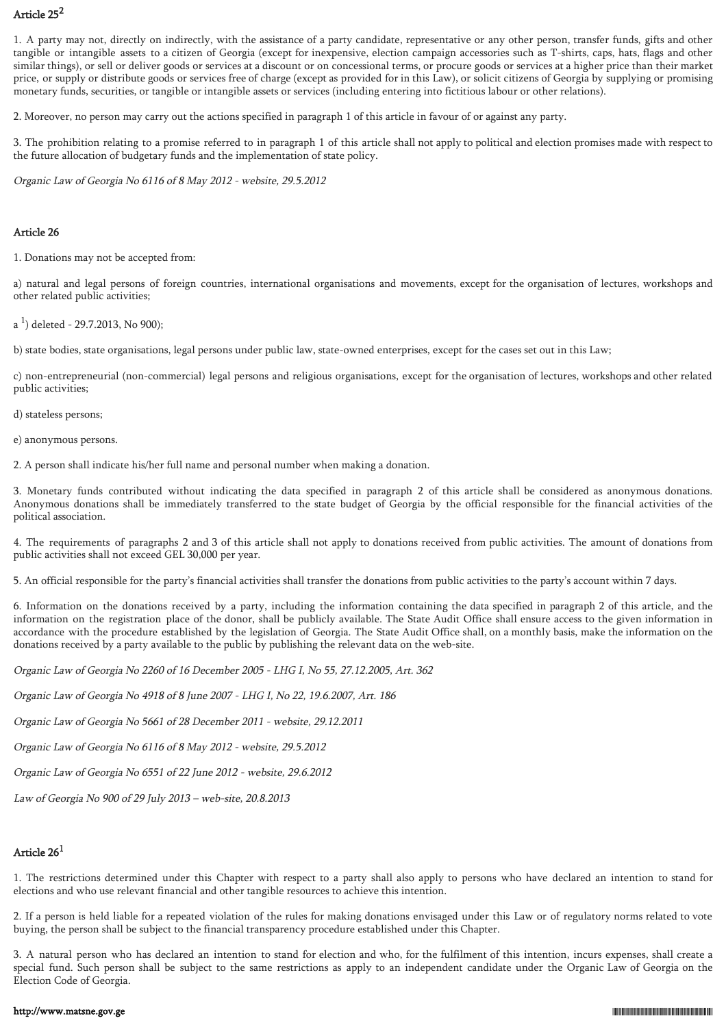## Article 25[2]

1. A party may not, directly on indirectly, with the assistance of a party candidate, representative or any other person, transfer funds, gifts and other tangible or intangible assets to a citizen of Georgia (except for inexpensive, election campaign accessories such as T-shirts, caps, hats, flags and other similar things), or sell or deliver goods or services at a discount or on concessional terms, or procure goods or services at a higher price than their market price, or supply or distribute goods or services free of charge (except as provided for in this Law), or solicit citizens of Georgia by supplying or promising monetary funds, securities, or tangible or intangible assets or services (including entering into fictitious labour or other relations).

2. Moreover, no person may carry out the actions specified in paragraph 1 of this article in favour of or against any party.

3. The prohibition relating to a promise referred to in paragraph 1 of this article shall not apply to political and election promises made with respect to the future allocation of budgetary funds and the implementation of state policy.

*Organic Law of Georgia No 6116 of 8 May 2012 - website, 29.5.2012*

## Article 26

1. Donations may not be accepted from:

a) natural and legal persons of foreign countries, international organisations and movements, except for the organisation of lectures, workshops and other related public activities;

a [1]) deleted - 29.7.2013, No 900);

b) state bodies, state organisations, legal persons under public law, state-owned enterprises, except for the cases set out in this Law;

c) non-entrepreneurial (non-commercial) legal persons and religious organisations, except for the organisation of lectures, workshops and other related public activities;

d) stateless persons;

e) anonymous persons.

2. A person shall indicate his/her full name and personal number when making a donation.

3. Monetary funds contributed without indicating the data specified in paragraph 2 of this article shall be considered as anonymous donations. Anonymous donations shall be immediately transferred to the state budget of Georgia by the official responsible for the financial activities of the political association.

4. The requirements of paragraphs 2 and 3 of this article shall not apply to donations received from public activities. The amount of donations from public activities shall not exceed GEL 30,000 per year.

5. An official responsible for the party's financial activities shall transfer the donations from public activities to the party's account within 7 days.

6. Information on the donations received by a party, including the information containing the data specified in paragraph 2 of this article, and the information on the registration place of the donor, shall be publicly available. The State Audit Office shall ensure access to the given information in accordance with the procedure established by the legislation of Georgia. The State Audit Office shall, on a monthly basis, make the information on the donations received by a party available to the public by publishing the relevant data on the web-site.

*Organic Law of Georgia No 2260 of 16 December 2005 - LHG I, No 55, 27.12.2005, Art. 362*

*Organic Law of Georgia No 4918 of 8 June 2007 - LHG I, No 22, 19.6.2007, Art. 186*

*Organic Law of Georgia No 5661 of 28 December 2011 - website, 29.12.2011*

*Organic Law of Georgia No 6116 of 8 May 2012 - website, 29.5.2012*

*Organic Law of Georgia No 6551 of 22 June 2012 - website, 29.6.2012*

*Law of Georgia No 900 of 29 July 2013 – web-site, 20.8.2013*

## Article 26[1]

1. The restrictions determined under this Chapter with respect to a party shall also apply to persons who have declared an intention to stand for elections and who use relevant financial and other tangible resources to achieve this intention.

2. If a person is held liable for a repeated violation of the rules for making donations envisaged under this Law or of regulatory norms related to vote buying, the person shall be subject to the financial transparency procedure established under this Chapter.

3. A natural person who has declared an intention to stand for election and who, for the fulfilment of this intention, incurs expenses, shall create a special fund. Such person shall be subject to the same restrictions as apply to an independent candidate under the Organic Law of Georgia on the Election Code of Georgia.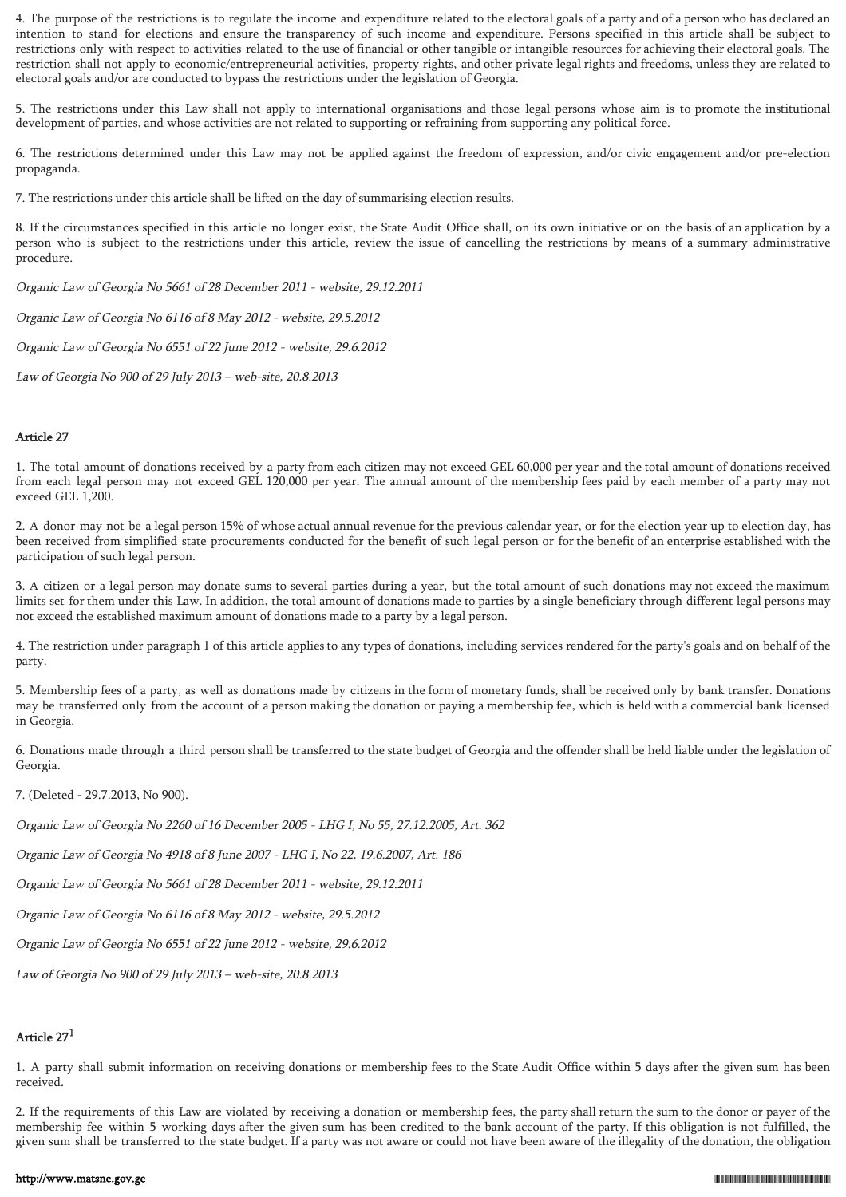4. The purpose of the restrictions is to regulate the income and expenditure related to the electoral goals of a party and of a person who has declared an intention to stand for elections and ensure the transparency of such income and expenditure. Persons specified in this article shall be subject to restrictions only with respect to activities related to the use of financial or other tangible or intangible resources for achieving their electoral goals. The restriction shall not apply to economic/entrepreneurial activities, property rights, and other private legal rights and freedoms, unless they are related to electoral goals and/or are conducted to bypass the restrictions under the legislation of Georgia.

5. The restrictions under this Law shall not apply to international organisations and those legal persons whose aim is to promote the institutional development of parties, and whose activities are not related to supporting or refraining from supporting any political force.

6. The restrictions determined under this Law may not be applied against the freedom of expression, and/or civic engagement and/or pre-election propaganda.

7. The restrictions under this article shall be lifted on the day of summarising election results.

8. If the circumstances specified in this article no longer exist, the State Audit Office shall, on its own initiative or on the basis of an application by a person who is subject to the restrictions under this article, review the issue of cancelling the restrictions by means of a summary administrative procedure.

*Organic Law of Georgia No 5661 of 28 December 2011 - website, 29.12.2011*

*Organic Law of Georgia No 6116 of 8 May 2012 - website, 29.5.2012*

*Organic Law of Georgia No 6551 of 22 June 2012 - website, 29.6.2012*

*Law of Georgia No 900 of 29 July 2013 – web-site, 20.8.2013*

### Article 27

1. The total amount of donations received by a party from each citizen may not exceed GEL 60,000 per year and the total amount of donations received from each legal person may not exceed GEL 120,000 per year. The annual amount of the membership fees paid by each member of a party may not exceed GEL 1,200.

2. A donor may not be a legal person 15% of whose actual annual revenue for the previous calendar year, or for the election year up to election day, has been received from simplified state procurements conducted for the benefit of such legal person or for the benefit of an enterprise established with the participation of such legal person.

3. A citizen or a legal person may donate sums to several parties during a year, but the total amount of such donations may not exceed the maximum limits set for them under this Law. In addition, the total amount of donations made to parties by a single beneficiary through different legal persons may not exceed the established maximum amount of donations made to a party by a legal person.

4. The restriction under paragraph 1 of this article applies to any types of donations, including services rendered for the party's goals and on behalf of the party.

5. Membership fees of a party, as well as donations made by citizens in the form of monetary funds, shall be received only by bank transfer. Donations may be transferred only from the account of a person making the donation or paying a membership fee, which is held with a commercial bank licensed in Georgia.

6. Donations made through a third person shall be transferred to the state budget of Georgia and the offender shall be held liable under the legislation of Georgia.

7. (Deleted - 29.7.2013, No 900).

*Organic Law of Georgia No 2260 of 16 December 2005 - LHG I, No 55, 27.12.2005, Art. 362*

*Organic Law of Georgia No 4918 of 8 June 2007 - LHG I, No 22, 19.6.2007, Art. 186*

*Organic Law of Georgia No 5661 of 28 December 2011 - website, 29.12.2011*

*Organic Law of Georgia No 6116 of 8 May 2012 - website, 29.5.2012*

*Organic Law of Georgia No 6551 of 22 June 2012 - website, 29.6.2012*

*Law of Georgia No 900 of 29 July 2013 – web-site, 20.8.2013*

### Article 27[1]

1. A party shall submit information on receiving donations or membership fees to the State Audit Office within 5 days after the given sum has been received.

2. If the requirements of this Law are violated by receiving a donation or membership fees, the party shall return the sum to the donor or payer of the membership fee within 5 working days after the given sum has been credited to the bank account of the party. If this obligation is not fulfilled, the given sum shall be transferred to the state budget. If a party was not aware or could not have been aware of the illegality of the donation, the obligation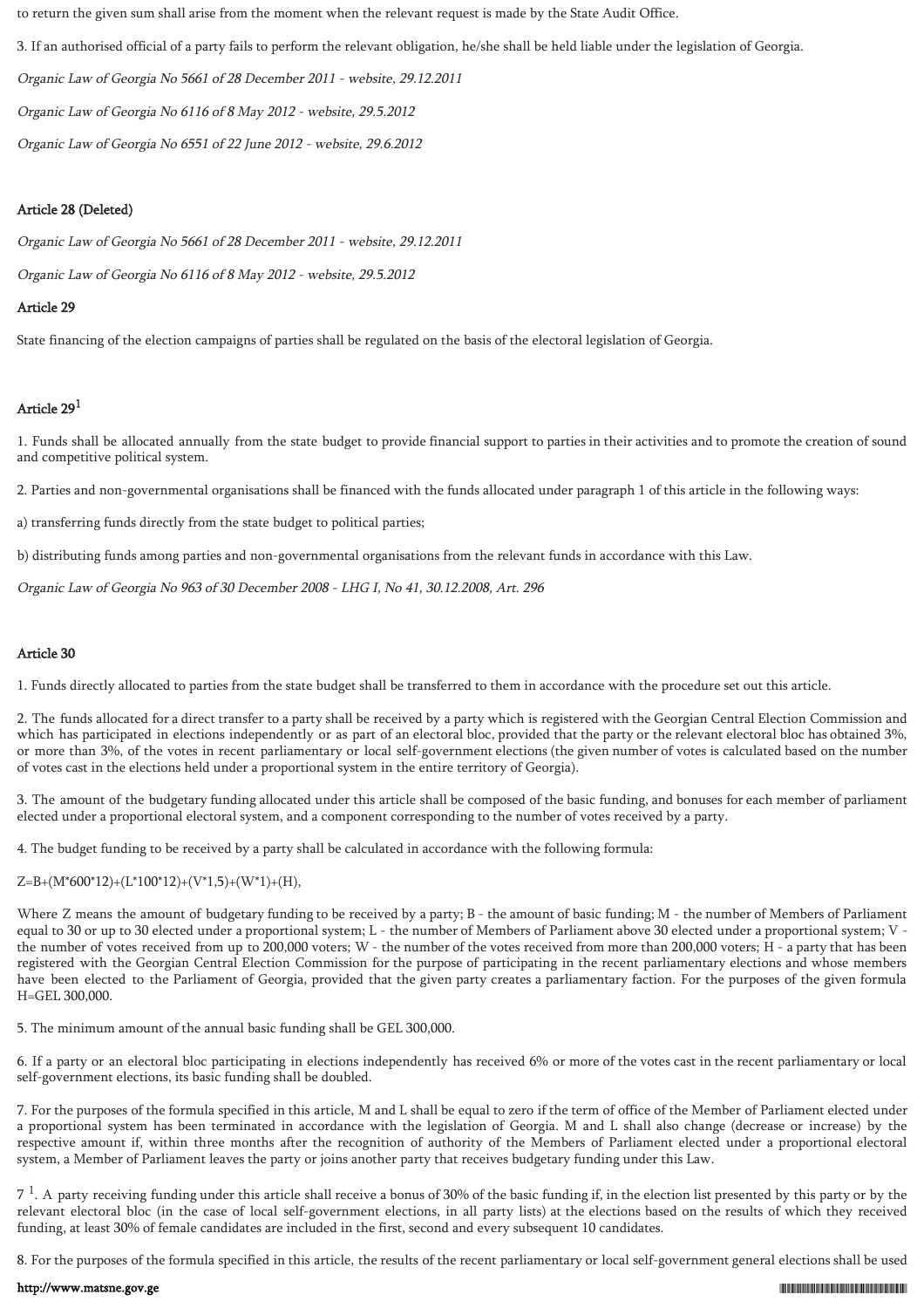to return the given sum shall arise from the moment when the relevant request is made by the State Audit Office.

3. If an authorised official of a party fails to perform the relevant obligation, he/she shall be held liable under the legislation of Georgia.

*Organic Law of Georgia No 5661 of 28 December 2011 - website, 29.12.2011*

*Organic Law of Georgia No 6116 of 8 May 2012 - website, 29.5.2012*

*Organic Law of Georgia No 6551 of 22 June 2012 - website, 29.6.2012*

#### Article 28 (Deleted)

*Organic Law of Georgia No 5661 of 28 December 2011 - website, 29.12.2011*

*Organic Law of Georgia No 6116 of 8 May 2012 - website, 29.5.2012*

#### Article 29

State financing of the election campaigns of parties shall be regulated on the basis of the electoral legislation of Georgia.

#### Article 29[1]

1. Funds shall be allocated annually from the state budget to provide financial support to parties in their activities and to promote the creation of sound and competitive political system.

2. Parties and non-governmental organisations shall be financed with the funds allocated under paragraph 1 of this article in the following ways:

a) transferring funds directly from the state budget to political parties;

b) distributing funds among parties and non-governmental organisations from the relevant funds in accordance with this Law.

*Organic Law of Georgia No 963 of 30 December 2008 - LHG I, No 41, 30.12.2008, Art. 296*

#### Article 30

1. Funds directly allocated to parties from the state budget shall be transferred to them in accordance with the procedure set out this article.

2. The funds allocated for a direct transfer to a party shall be received by a party which is registered with the Georgian Central Election Commission and which has participated in elections independently or as part of an electoral bloc, provided that the party or the relevant electoral bloc has obtained 3%, or more than 3%, of the votes in recent parliamentary or local self-government elections (the given number of votes is calculated based on the number of votes cast in the elections held under a proportional system in the entire territory of Georgia).

3. The amount of the budgetary funding allocated under this article shall be composed of the basic funding, and bonuses for each member of parliament elected under a proportional electoral system, and a component corresponding to the number of votes received by a party.

4. The budget funding to be received by a party shall be calculated in accordance with the following formula:

$$Z=B+(M*600*12)+(L*100*12)+(V*1,5)+(W*1)+(H),$$

Where Z means the amount of budgetary funding to be received by a party; B - the amount of basic funding; M - the number of Members of Parliament equal to 30 or up to 30 elected under a proportional system; L - the number of Members of Parliament above 30 elected under a proportional system; V - the number of votes received from up to 200,000 voters; W - the number of the votes received from more than 200,000 voters; H - a party that has been registered with the Georgian Central Election Commission for the purpose of participating in the recent parliamentary elections and whose members have been elected to the Parliament of Georgia, provided that the given party creates a parliamentary faction. For the purposes of the given formula H=GEL 300,000.

5. The minimum amount of the annual basic funding shall be GEL 300,000.

6. If a party or an electoral bloc participating in elections independently has received 6% or more of the votes cast in the recent parliamentary or local self-government elections, its basic funding shall be doubled.

7. For the purposes of the formula specified in this article, M and L shall be equal to zero if the term of office of the Member of Parliament elected under a proportional system has been terminated in accordance with the legislation of Georgia. M and L shall also change (decrease or increase) by the respective amount if, within three months after the recognition of authority of the Members of Parliament elected under a proportional electoral system, a Member of Parliament leaves the party or joins another party that receives budgetary funding under this Law.

7[1]. A party receiving funding under this article shall receive a bonus of 30% of the basic funding if, in the election list presented by this party or by the relevant electoral bloc (in the case of local self-government elections, in all party lists) at the elections based on the results of which they received funding, at least 30% of female candidates are included in the first, second and every subsequent 10 candidates.

8. For the purposes of the formula specified in this article, the results of the recent parliamentary or local self-government general elections shall be used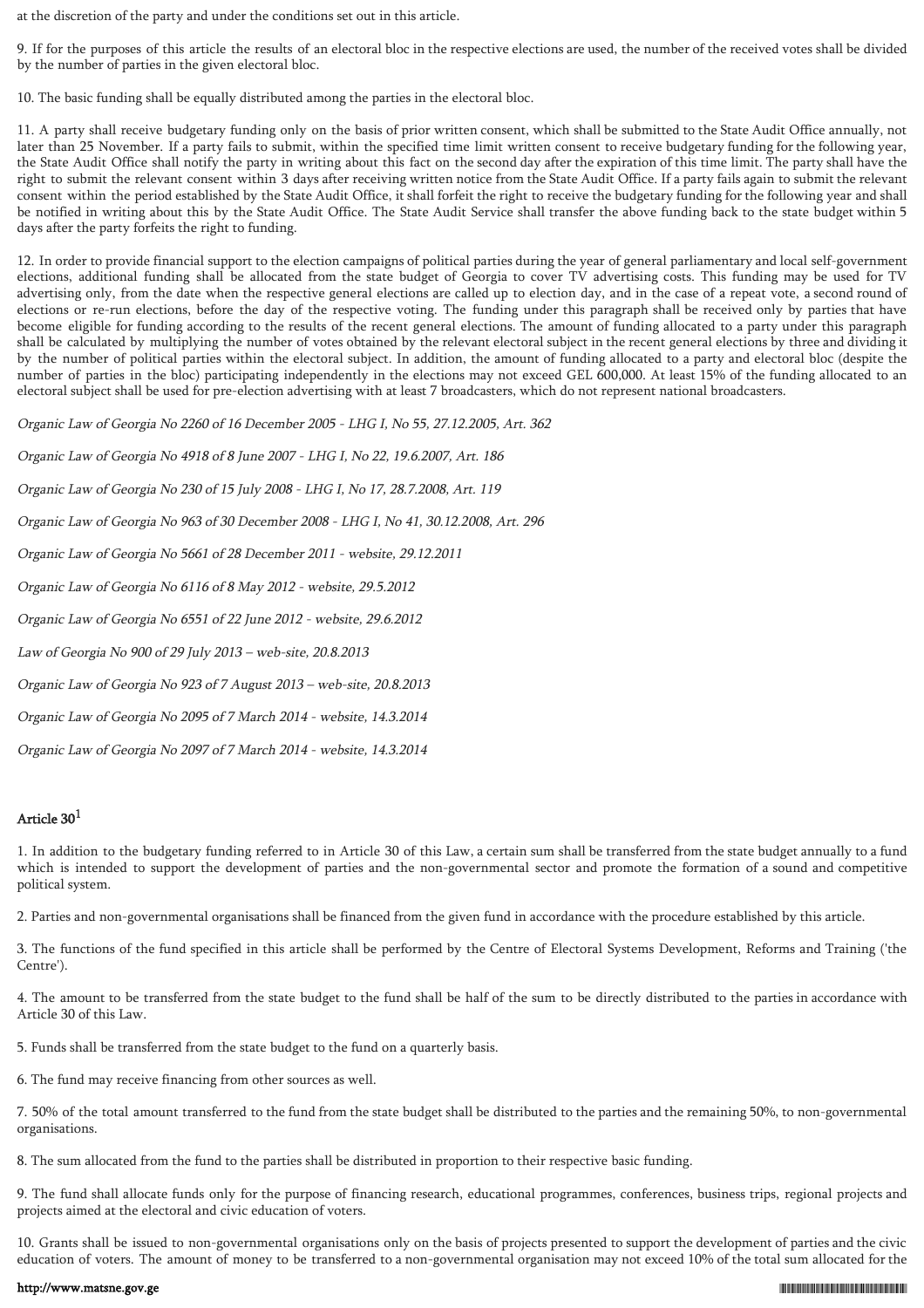at the discretion of the party and under the conditions set out in this article.

9. If for the purposes of this article the results of an electoral bloc in the respective elections are used, the number of the received votes shall be divided by the number of parties in the given electoral bloc.

10. The basic funding shall be equally distributed among the parties in the electoral bloc.

11. A party shall receive budgetary funding only on the basis of prior written consent, which shall be submitted to the State Audit Office annually, not later than 25 November. If a party fails to submit, within the specified time limit written consent to receive budgetary funding for the following year, the State Audit Office shall notify the party in writing about this fact on the second day after the expiration of this time limit. The party shall have the right to submit the relevant consent within 3 days after receiving written notice from the State Audit Office. If a party fails again to submit the relevant consent within the period established by the State Audit Office, it shall forfeit the right to receive the budgetary funding for the following year and shall be notified in writing about this by the State Audit Office. The State Audit Service shall transfer the above funding back to the state budget within 5 days after the party forfeits the right to funding.

12. In order to provide financial support to the election campaigns of political parties during the year of general parliamentary and local self-government elections, additional funding shall be allocated from the state budget of Georgia to cover TV advertising costs. This funding may be used for TV advertising only, from the date when the respective general elections are called up to election day, and in the case of a repeat vote, a second round of elections or re-run elections, before the day of the respective voting. The funding under this paragraph shall be received only by parties that have become eligible for funding according to the results of the recent general elections. The amount of funding allocated to a party under this paragraph shall be calculated by multiplying the number of votes obtained by the relevant electoral subject in the recent general elections by three and dividing it by the number of political parties within the electoral subject. In addition, the amount of funding allocated to a party and electoral bloc (despite the number of parties in the bloc) participating independently in the elections may not exceed GEL 600,000. At least 15% of the funding allocated to an electoral subject shall be used for pre-election advertising with at least 7 broadcasters, which do not represent national broadcasters.

*Organic Law of Georgia No 2260 of 16 December 2005 - LHG I, No 55, 27.12.2005, Art. 362*

*Organic Law of Georgia No 4918 of 8 June 2007 - LHG I, No 22, 19.6.2007, Art. 186*

*Organic Law of Georgia No 230 of 15 July 2008 - LHG I, No 17, 28.7.2008, Art. 119*

*Organic Law of Georgia No 963 of 30 December 2008 - LHG I, No 41, 30.12.2008, Art. 296*

*Organic Law of Georgia No 5661 of 28 December 2011 - website, 29.12.2011*

*Organic Law of Georgia No 6116 of 8 May 2012 - website, 29.5.2012*

*Organic Law of Georgia No 6551 of 22 June 2012 - website, 29.6.2012*

*Law of Georgia No 900 of 29 July 2013 – web-site, 20.8.2013*

*Organic Law of Georgia No 923 of 7 August 2013 – web-site, 20.8.2013*

*Organic Law of Georgia No 2095 of 7 March 2014 - website, 14.3.2014*

*Organic Law of Georgia No 2097 of 7 March 2014 - website, 14.3.2014*

## Article 30[1]

1. In addition to the budgetary funding referred to in Article 30 of this Law, a certain sum shall be transferred from the state budget annually to a fund which is intended to support the development of parties and the non-governmental sector and promote the formation of a sound and competitive political system.

2. Parties and non-governmental organisations shall be financed from the given fund in accordance with the procedure established by this article.

3. The functions of the fund specified in this article shall be performed by the Centre of Electoral Systems Development, Reforms and Training ('the Centre').

4. The amount to be transferred from the state budget to the fund shall be half of the sum to be directly distributed to the parties in accordance with Article 30 of this Law.

5. Funds shall be transferred from the state budget to the fund on a quarterly basis.

6. The fund may receive financing from other sources as well.

7. 50% of the total amount transferred to the fund from the state budget shall be distributed to the parties and the remaining 50%, to non-governmental organisations.

8. The sum allocated from the fund to the parties shall be distributed in proportion to their respective basic funding.

9. The fund shall allocate funds only for the purpose of financing research, educational programmes, conferences, business trips, regional projects and projects aimed at the electoral and civic education of voters.

10. Grants shall be issued to non-governmental organisations only on the basis of projects presented to support the development of parties and the civic education of voters. The amount of money to be transferred to a non-governmental organisation may not exceed 10% of the total sum allocated for the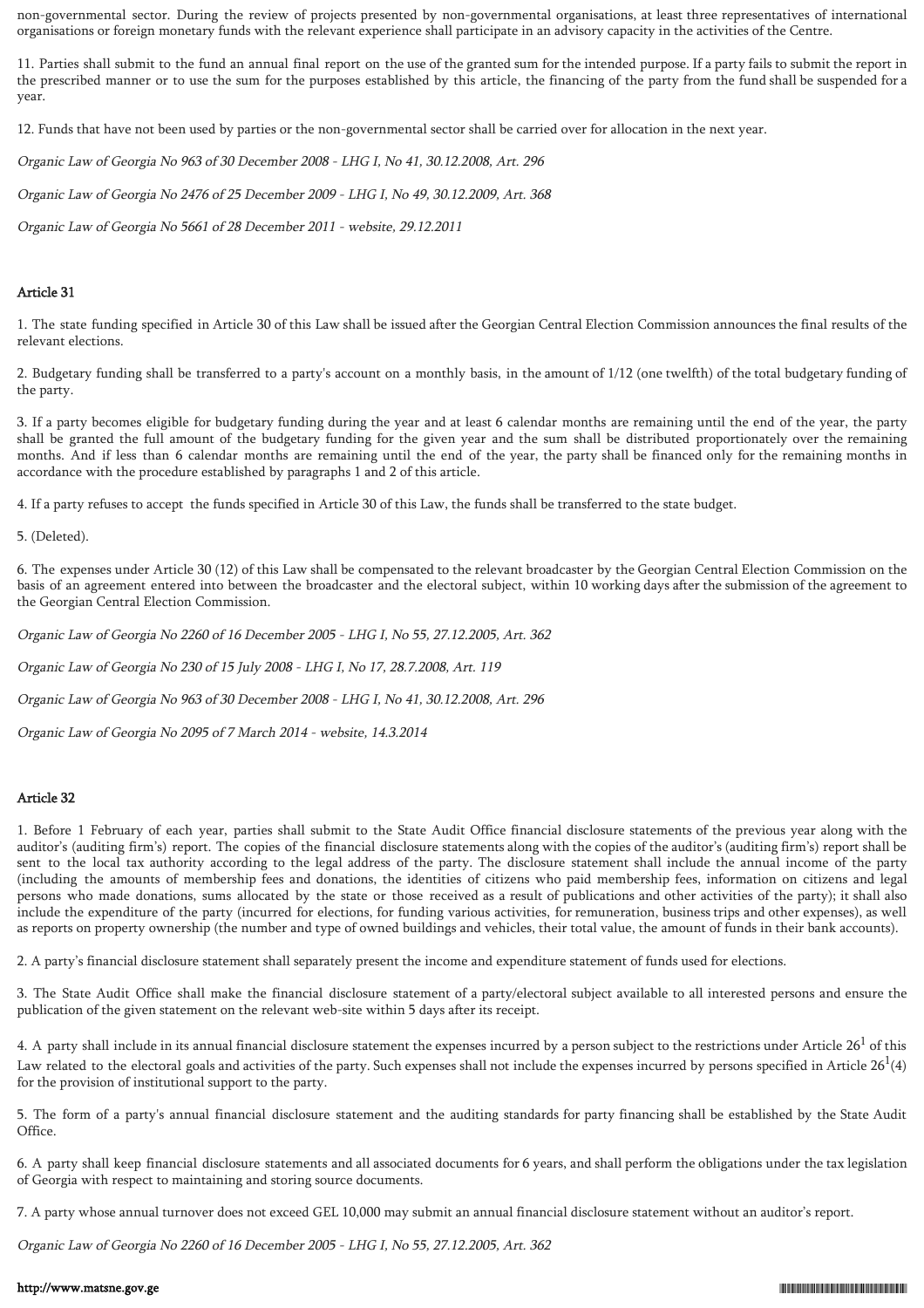non-governmental sector. During the review of projects presented by non-governmental organisations, at least three representatives of international organisations or foreign monetary funds with the relevant experience shall participate in an advisory capacity in the activities of the Centre.

11. Parties shall submit to the fund an annual final report on the use of the granted sum for the intended purpose. If a party fails to submit the report in the prescribed manner or to use the sum for the purposes established by this article, the financing of the party from the fund shall be suspended for a year.

12. Funds that have not been used by parties or the non-governmental sector shall be carried over for allocation in the next year.

*Organic Law of Georgia No 963 of 30 December 2008 - LHG I, No 41, 30.12.2008, Art. 296*

*Organic Law of Georgia No 2476 of 25 December 2009 - LHG I, No 49, 30.12.2009, Art. 368*

*Organic Law of Georgia No 5661 of 28 December 2011 - website, 29.12.2011*

### Article 31

1. The state funding specified in Article 30 of this Law shall be issued after the Georgian Central Election Commission announces the final results of the relevant elections.

2. Budgetary funding shall be transferred to a party's account on a monthly basis, in the amount of 1/12 (one twelfth) of the total budgetary funding of the party.

3. If a party becomes eligible for budgetary funding during the year and at least 6 calendar months are remaining until the end of the year, the party shall be granted the full amount of the budgetary funding for the given year and the sum shall be distributed proportionately over the remaining months. And if less than 6 calendar months are remaining until the end of the year, the party shall be financed only for the remaining months in accordance with the procedure established by paragraphs 1 and 2 of this article.

4. If a party refuses to accept the funds specified in Article 30 of this Law, the funds shall be transferred to the state budget.

5. (Deleted).

6. The expenses under Article 30 (12) of this Law shall be compensated to the relevant broadcaster by the Georgian Central Election Commission on the basis of an agreement entered into between the broadcaster and the electoral subject, within 10 working days after the submission of the agreement to the Georgian Central Election Commission.

*Organic Law of Georgia No 2260 of 16 December 2005 - LHG I, No 55, 27.12.2005, Art. 362*

*Organic Law of Georgia No 230 of 15 July 2008 - LHG I, No 17, 28.7.2008, Art. 119*

*Organic Law of Georgia No 963 of 30 December 2008 - LHG I, No 41, 30.12.2008, Art. 296*

*Organic Law of Georgia No 2095 of 7 March 2014 - website, 14.3.2014*

### Article 32

1. Before 1 February of each year, parties shall submit to the State Audit Office financial disclosure statements of the previous year along with the auditor's (auditing firm's) report. The copies of the financial disclosure statements along with the copies of the auditor's (auditing firm's) report shall be sent to the local tax authority according to the legal address of the party. The disclosure statement shall include the annual income of the party (including the amounts of membership fees and donations, the identities of citizens who paid membership fees, information on citizens and legal persons who made donations, sums allocated by the state or those received as a result of publications and other activities of the party); it shall also include the expenditure of the party (incurred for elections, for funding various activities, for remuneration, business trips and other expenses), as well as reports on property ownership (the number and type of owned buildings and vehicles, their total value, the amount of funds in their bank accounts).

2. A party's financial disclosure statement shall separately present the income and expenditure statement of funds used for elections.

3. The State Audit Office shall make the financial disclosure statement of a party/electoral subject available to all interested persons and ensure the publication of the given statement on the relevant web-site within 5 days after its receipt.

4. A party shall include in its annual financial disclosure statement the expenses incurred by a person subject to the restrictions under Article $26^1$ of this Law related to the electoral goals and activities of the party. Such expenses shall not include the expenses incurred by persons specified in Article $26^1$(4) for the provision of institutional support to the party.

5. The form of a party's annual financial disclosure statement and the auditing standards for party financing shall be established by the State Audit Office.

6. A party shall keep financial disclosure statements and all associated documents for 6 years, and shall perform the obligations under the tax legislation of Georgia with respect to maintaining and storing source documents.

7. A party whose annual turnover does not exceed GEL 10,000 may submit an annual financial disclosure statement without an auditor's report.

*Organic Law of Georgia No 2260 of 16 December 2005 - LHG I, No 55, 27.12.2005, Art. 362*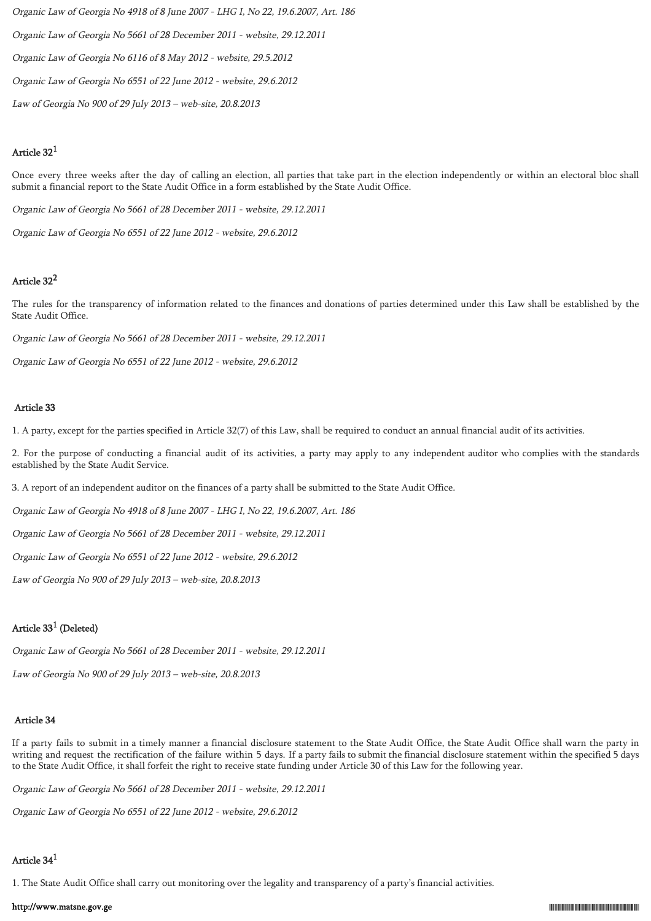*Organic Law of Georgia No 4918 of 8 June 2007 - LHG I, No 22, 19.6.2007, Art. 186*

*Organic Law of Georgia No 5661 of 28 December 2011 - website, 29.12.2011*

*Organic Law of Georgia No 6116 of 8 May 2012 - website, 29.5.2012*

*Organic Law of Georgia No 6551 of 22 June 2012 - website, 29.6.2012*

*Law of Georgia No 900 of 29 July 2013 – web-site, 20.8.2013*

### Article 32[1]

Once every three weeks after the day of calling an election, all parties that take part in the election independently or within an electoral bloc shall submit a financial report to the State Audit Office in a form established by the State Audit Office.

*Organic Law of Georgia No 5661 of 28 December 2011 - website, 29.12.2011*

*Organic Law of Georgia No 6551 of 22 June 2012 - website, 29.6.2012*

### Article 32[2]

The rules for the transparency of information related to the finances and donations of parties determined under this Law shall be established by the State Audit Office.

*Organic Law of Georgia No 5661 of 28 December 2011 - website, 29.12.2011*

*Organic Law of Georgia No 6551 of 22 June 2012 - website, 29.6.2012*

### Article 33

1. A party, except for the parties specified in Article 32(7) of this Law, shall be required to conduct an annual financial audit of its activities.

2. For the purpose of conducting a financial audit of its activities, a party may apply to any independent auditor who complies with the standards established by the State Audit Service.

3. A report of an independent auditor on the finances of a party shall be submitted to the State Audit Office.

*Organic Law of Georgia No 4918 of 8 June 2007 - LHG I, No 22, 19.6.2007, Art. 186*

*Organic Law of Georgia No 5661 of 28 December 2011 - website, 29.12.2011*

*Organic Law of Georgia No 6551 of 22 June 2012 - website, 29.6.2012*

*Law of Georgia No 900 of 29 July 2013 – web-site, 20.8.2013*

### Article 33[1] (Deleted)

*Organic Law of Georgia No 5661 of 28 December 2011 - website, 29.12.2011*

*Law of Georgia No 900 of 29 July 2013 – web-site, 20.8.2013*

### Article 34

If a party fails to submit in a timely manner a financial disclosure statement to the State Audit Office, the State Audit Office shall warn the party in writing and request the rectification of the failure within 5 days. If a party fails to submit the financial disclosure statement within the specified 5 days to the State Audit Office, it shall forfeit the right to receive state funding under Article 30 of this Law for the following year.

*Organic Law of Georgia No 5661 of 28 December 2011 - website, 29.12.2011*

*Organic Law of Georgia No 6551 of 22 June 2012 - website, 29.6.2012*

### Article 34[1]

1. The State Audit Office shall carry out monitoring over the legality and transparency of a party's financial activities.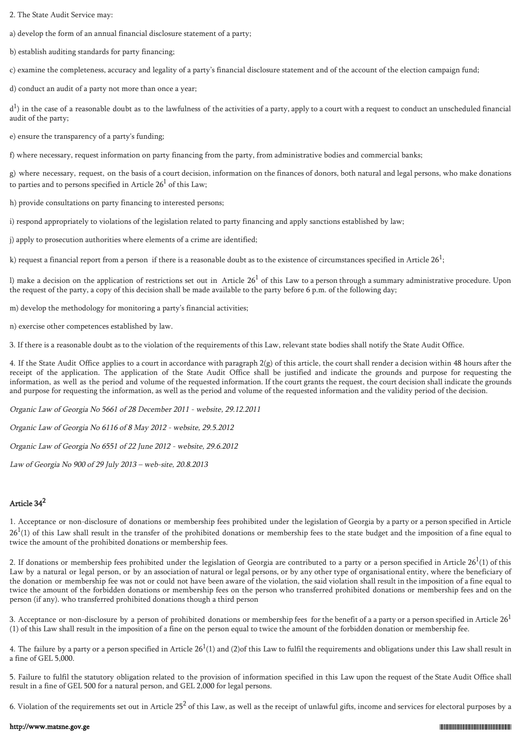2. The State Audit Service may:

a) develop the form of an annual financial disclosure statement of a party;

b) establish auditing standards for party financing;

c) examine the completeness, accuracy and legality of a party's financial disclosure statement and of the account of the election campaign fund;

d) conduct an audit of a party not more than once a year;

d[1]) in the case of a reasonable doubt as to the lawfulness of the activities of a party, apply to a court with a request to conduct an unscheduled financial audit of the party;

e) ensure the transparency of a party's funding;

f) where necessary, request information on party financing from the party, from administrative bodies and commercial banks;

g) where necessary, request, on the basis of a court decision, information on the finances of donors, both natural and legal persons, who make donations to parties and to persons specified in Article 26[1] of this Law;

h) provide consultations on party financing to interested persons;

i) respond appropriately to violations of the legislation related to party financing and apply sanctions established by law;

j) apply to prosecution authorities where elements of a crime are identified;

k) request a financial report from a person if there is a reasonable doubt as to the existence of circumstances specified in Article 26[1];

l) make a decision on the application of restrictions set out in Article 26[1] of this Law to a person through a summary administrative procedure. Upon the request of the party, a copy of this decision shall be made available to the party before 6 p.m. of the following day;

m) develop the methodology for monitoring a party's financial activities;

n) exercise other competences established by law.

3. If there is a reasonable doubt as to the violation of the requirements of this Law, relevant state bodies shall notify the State Audit Office.

4. If the State Audit Office applies to a court in accordance with paragraph 2(g) of this article, the court shall render a decision within 48 hours after the receipt of the application. The application of the State Audit Office shall be justified and indicate the grounds and purpose for requesting the information, as well as the period and volume of the requested information. If the court grants the request, the court decision shall indicate the grounds and purpose for requesting the information, as well as the period and volume of the requested information and the validity period of the decision.

*Organic Law of Georgia No 5661 of 28 December 2011 - website, 29.12.2011*

*Organic Law of Georgia No 6116 of 8 May 2012 - website, 29.5.2012*

*Organic Law of Georgia No 6551 of 22 June 2012 - website, 29.6.2012*

*Law of Georgia No 900 of 29 July 2013 – web-site, 20.8.2013*

## Article 34[2]

1. Acceptance or non-disclosure of donations or membership fees prohibited under the legislation of Georgia by a party or a person specified in Article 26[1](1) of this Law shall result in the transfer of the prohibited donations or membership fees to the state budget and the imposition of a fine equal to twice the amount of the prohibited donations or membership fees.

2. If donations or membership fees prohibited under the legislation of Georgia are contributed to a party or a person specified in Article 26[1](1) of this Law by a natural or legal person, or by an association of natural or legal persons, or by any other type of organisational entity, where the beneficiary of the donation or membership fee was not or could not have been aware of the violation, the said violation shall result in the imposition of a fine equal to twice the amount of the forbidden donations or membership fees on the person who transferred prohibited donations or membership fees and on the person (if any). who transferred prohibited donations though a third person

3. Acceptance or non-disclosure by a person of prohibited donations or membership fees for the benefit of a a party or a person specified in Article 26[1](1) of this Law shall result in the imposition of a fine on the person equal to twice the amount of the forbidden donation or membership fee.

4. The failure by a party or a person specified in Article 26[1](1) and (2)of this Law to fulfil the requirements and obligations under this Law shall result in a fine of GEL 5,000.

5. Failure to fulfil the statutory obligation related to the provision of information specified in this Law upon the request of the State Audit Office shall result in a fine of GEL 500 for a natural person, and GEL 2,000 for legal persons.

6. Violation of the requirements set out in Article 25[2] of this Law, as well as the receipt of unlawful gifts, income and services for electoral purposes by a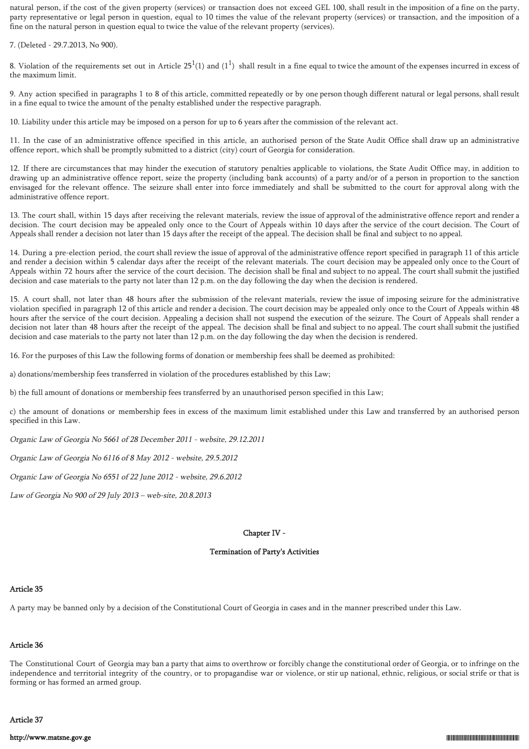natural person, if the cost of the given property (services) or transaction does not exceed GEL 100, shall result in the imposition of a fine on the party, party representative or legal person in question, equal to 10 times the value of the relevant property (services) or transaction, and the imposition of a fine on the natural person in question equal to twice the value of the relevant property (services).

7. (Deleted - 29.7.2013, No 900).

8. Violation of the requirements set out in Article $25^1$(1) and ($1^1$) shall result in a fine equal to twice the amount of the expenses incurred in excess of the maximum limit.

9. Any action specified in paragraphs 1 to 8 of this article, committed repeatedly or by one person though different natural or legal persons, shall result in a fine equal to twice the amount of the penalty established under the respective paragraph.

10. Liability under this article may be imposed on a person for up to 6 years after the commission of the relevant act.

11. In the case of an administrative offence specified in this article, an authorised person of the State Audit Office shall draw up an administrative offence report, which shall be promptly submitted to a district (city) court of Georgia for consideration.

12. If there are circumstances that may hinder the execution of statutory penalties applicable to violations, the State Audit Office may, in addition to drawing up an administrative offence report, seize the property (including bank accounts) of a party and/or of a person in proportion to the sanction envisaged for the relevant offence. The seizure shall enter into force immediately and shall be submitted to the court for approval along with the administrative offence report.

13. The court shall, within 15 days after receiving the relevant materials, review the issue of approval of the administrative offence report and render a decision. The court decision may be appealed only once to the Court of Appeals within 10 days after the service of the court decision. The Court of Appeals shall render a decision not later than 15 days after the receipt of the appeal. The decision shall be final and subject to no appeal.

14. During a pre-election period, the court shall review the issue of approval of the administrative offence report specified in paragraph 11 of this article and render a decision within 5 calendar days after the receipt of the relevant materials. The court decision may be appealed only once to the Court of Appeals within 72 hours after the service of the court decision. The decision shall be final and subject to no appeal. The court shall submit the justified decision and case materials to the party not later than 12 p.m. on the day following the day when the decision is rendered.

15. A court shall, not later than 48 hours after the submission of the relevant materials, review the issue of imposing seizure for the administrative violation specified in paragraph 12 of this article and render a decision. The court decision may be appealed only once to the Court of Appeals within 48 hours after the service of the court decision. Appealing a decision shall not suspend the execution of the seizure. The Court of Appeals shall render a decision not later than 48 hours after the receipt of the appeal. The decision shall be final and subject to no appeal. The court shall submit the justified decision and case materials to the party not later than 12 p.m. on the day following the day when the decision is rendered.

16. For the purposes of this Law the following forms of donation or membership fees shall be deemed as prohibited:

a) donations/membership fees transferred in violation of the procedures established by this Law;

b) the full amount of donations or membership fees transferred by an unauthorised person specified in this Law;

c) the amount of donations or membership fees in excess of the maximum limit established under this Law and transferred by an authorised person specified in this Law.

*Organic Law of Georgia No 5661 of 28 December 2011 - website, 29.12.2011*

*Organic Law of Georgia No 6116 of 8 May 2012 - website, 29.5.2012*

*Organic Law of Georgia No 6551 of 22 June 2012 - website, 29.6.2012*

*Law of Georgia No 900 of 29 July 2013 – web-site, 20.8.2013*

## Chapter IV -

## Termination of Party's Activities

### Article 35

A party may be banned only by a decision of the Constitutional Court of Georgia in cases and in the manner prescribed under this Law.

### Article 36

The Constitutional Court of Georgia may ban a party that aims to overthrow or forcibly change the constitutional order of Georgia, or to infringe on the independence and territorial integrity of the country, or to propagandise war or violence, or stir up national, ethnic, religious, or social strife or that is forming or has formed an armed group.

### Article 37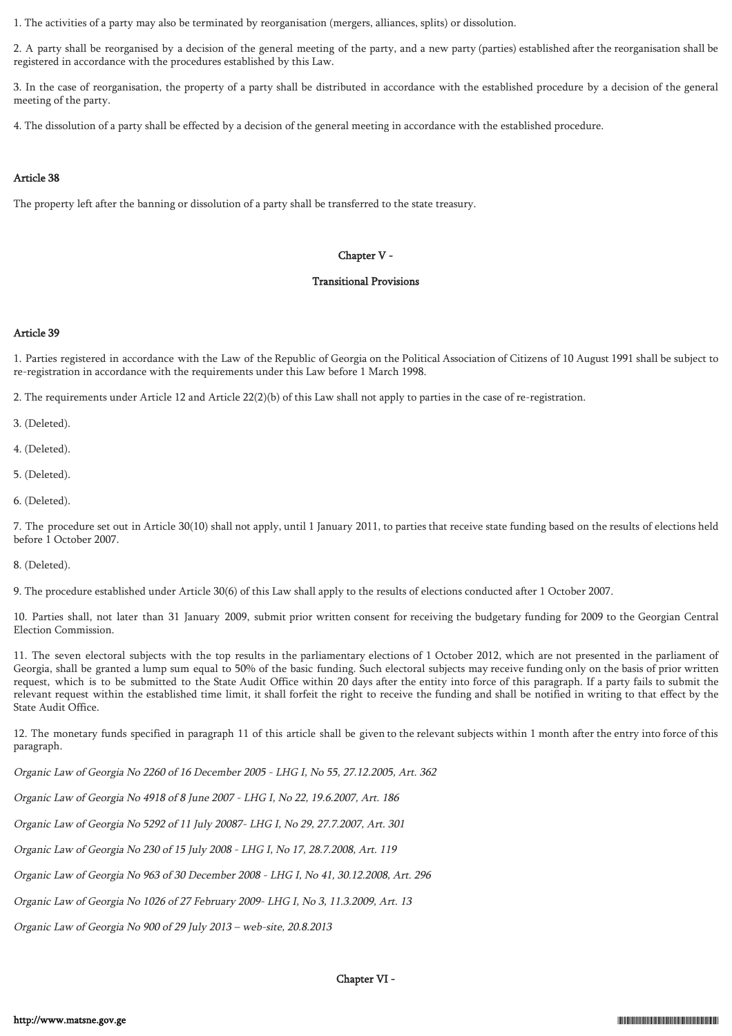1. The activities of a party may also be terminated by reorganisation (mergers, alliances, splits) or dissolution.

2. A party shall be reorganised by a decision of the general meeting of the party, and a new party (parties) established after the reorganisation shall be registered in accordance with the procedures established by this Law.

3. In the case of reorganisation, the property of a party shall be distributed in accordance with the established procedure by a decision of the general meeting of the party.

4. The dissolution of a party shall be effected by a decision of the general meeting in accordance with the established procedure.

### Article 38

The property left after the banning or dissolution of a party shall be transferred to the state treasury.

## Chapter V -

## Transitional Provisions

### Article 39

1. Parties registered in accordance with the Law of the Republic of Georgia on the Political Association of Citizens of 10 August 1991 shall be subject to re-registration in accordance with the requirements under this Law before 1 March 1998.

2. The requirements under Article 12 and Article 22(2)(b) of this Law shall not apply to parties in the case of re-registration.

3. (Deleted).

4. (Deleted).

5. (Deleted).

6. (Deleted).

7. The procedure set out in Article 30(10) shall not apply, until 1 January 2011, to parties that receive state funding based on the results of elections held before 1 October 2007.

8. (Deleted).

9. The procedure established under Article 30(6) of this Law shall apply to the results of elections conducted after 1 October 2007.

10. Parties shall, not later than 31 January 2009, submit prior written consent for receiving the budgetary funding for 2009 to the Georgian Central Election Commission.

11. The seven electoral subjects with the top results in the parliamentary elections of 1 October 2012, which are not presented in the parliament of Georgia, shall be granted a lump sum equal to 50% of the basic funding. Such electoral subjects may receive funding only on the basis of prior written request, which is to be submitted to the State Audit Office within 20 days after the entity into force of this paragraph. If a party fails to submit the relevant request within the established time limit, it shall forfeit the right to receive the funding and shall be notified in writing to that effect by the State Audit Office.

12. The monetary funds specified in paragraph 11 of this article shall be given to the relevant subjects within 1 month after the entry into force of this paragraph.

*Organic Law of Georgia No 2260 of 16 December 2005 - LHG I, No 55, 27.12.2005, Art. 362*

*Organic Law of Georgia No 4918 of 8 June 2007 - LHG I, No 22, 19.6.2007, Art. 186*

*Organic Law of Georgia No 5292 of 11 July 20087- LHG I, No 29, 27.7.2007, Art. 301*

*Organic Law of Georgia No 230 of 15 July 2008 - LHG I, No 17, 28.7.2008, Art. 119*

*Organic Law of Georgia No 963 of 30 December 2008 - LHG I, No 41, 30.12.2008, Art. 296*

*Organic Law of Georgia No 1026 of 27 February 2009- LHG I, No 3, 11.3.2009, Art. 13*

*Organic Law of Georgia No 900 of 29 July 2013 – web-site, 20.8.2013*

## Chapter VI -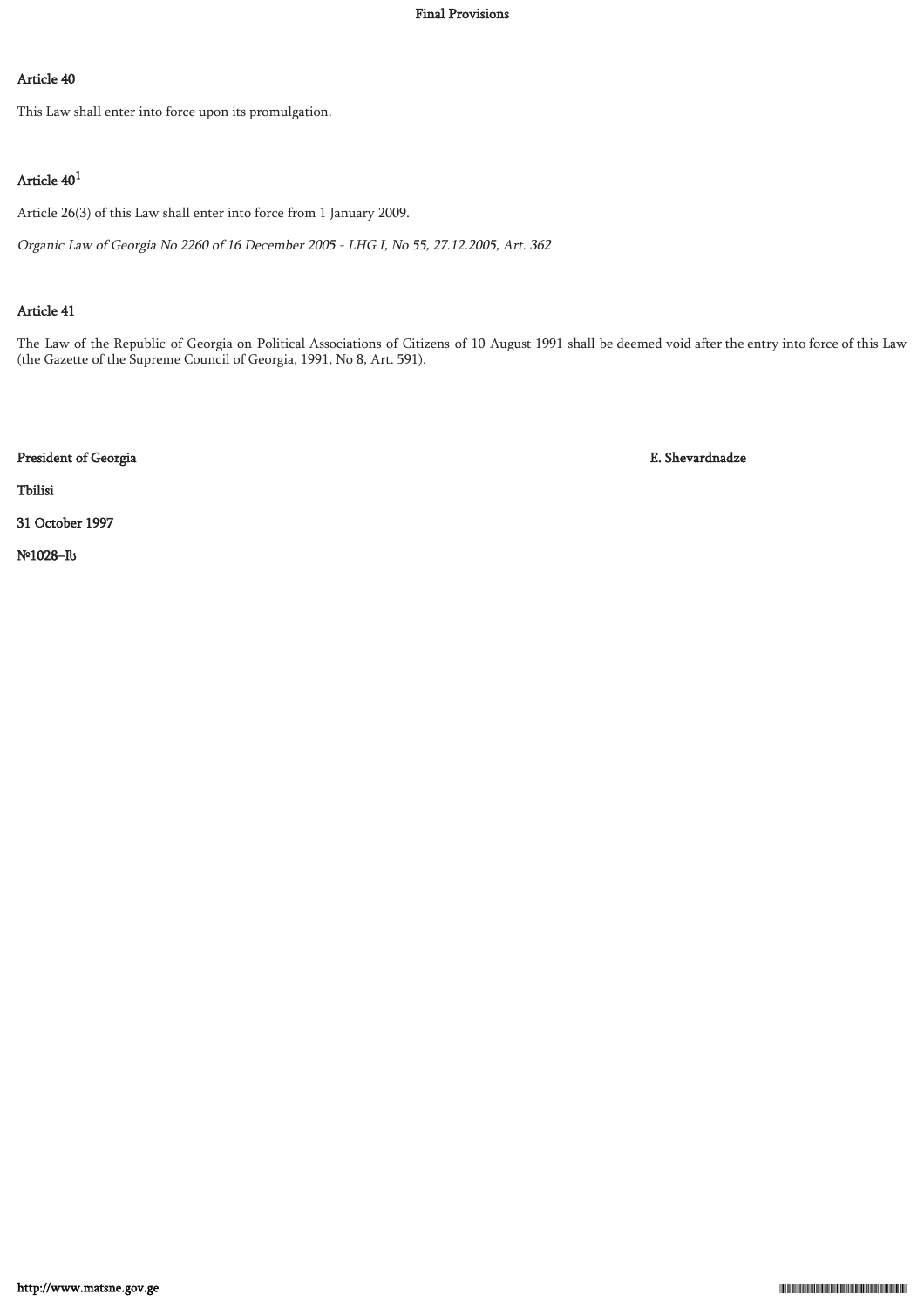## Final Provisions

### Article 40

This Law shall enter into force upon its promulgation.

### Article 40[1]

Article 26(3) of this Law shall enter into force from 1 January 2009.

*Organic Law of Georgia No 2260 of 16 December 2005 - LHG I, No 55, 27.12.2005, Art. 362*

### Article 41

The Law of the Republic of Georgia on Political Associations of Citizens of 10 August 1991 shall be deemed void after the entry into force of this Law (the Gazette of the Supreme Council of Georgia, 1991, No 8, Art. 591).

**President of Georgia** **E. Shevardnadze**

**Tbilisi**

**31 October 1997**

**№1028–Iს**